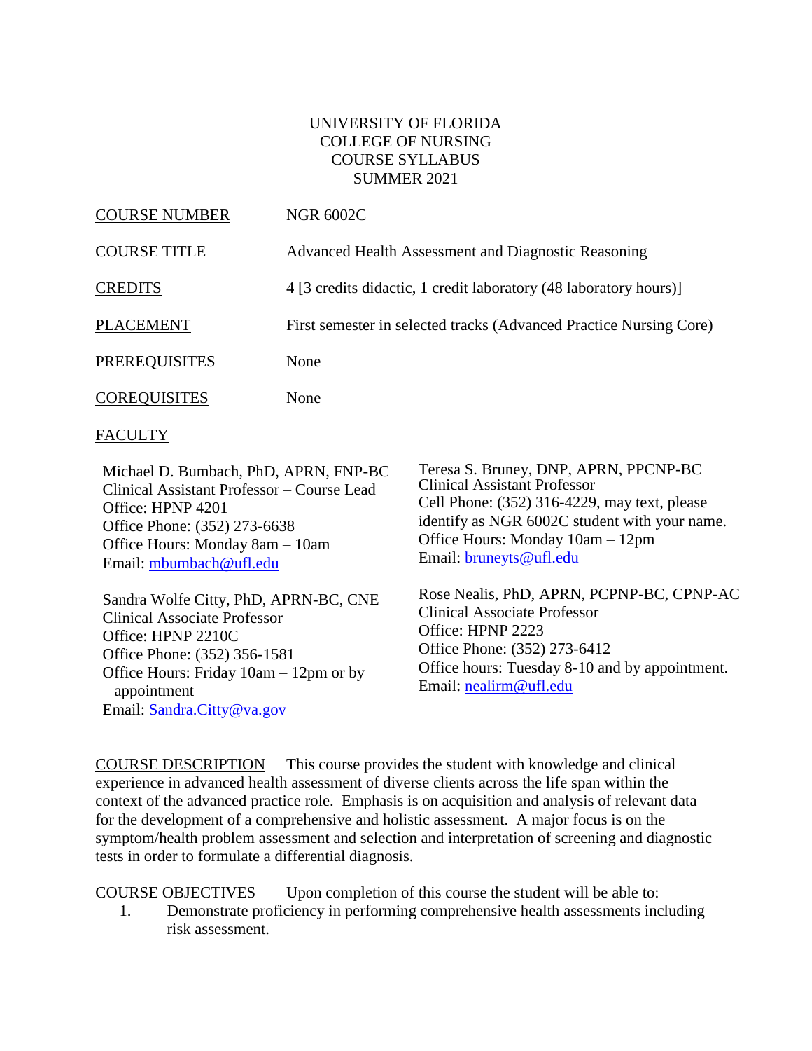UNIVERSITY OF FLORIDA
COLLEGE OF NURSING
COURSE SYLLABUS
SUMMER 2021

COURSE NUMBER NGR 6002C

COURSE TITLE Advanced Health Assessment and Diagnostic Reasoning

CREDITS 4 [3 credits didactic, 1 credit laboratory (48 laboratory hours)]

PLACEMENT First semester in selected tracks (Advanced Practice Nursing Core)

PREREQUISITES None

COREQUISITES None

FACULTY

Michael D. Bumbach, PhD, APRN, FNP-BC
Clinical Assistant Professor – Course Lead
Office: HPNP 4201
Office Phone: (352) 273-6638
Office Hours: Monday 8am – 10am
Email: mbumbach@ufl.edu

Sandra Wolfe Citty, PhD, APRN-BC, CNE
Clinical Associate Professor
Office: HPNP 2210C
Office Phone: (352) 356-1581
Office Hours: Friday 10am – 12pm or by appointment
Email: Sandra.Citty@va.gov

Teresa S. Bruney, DNP, APRN, PPCNP-BC
Clinical Assistant Professor
Cell Phone: (352) 316-4229, may text, please identify as NGR 6002C student with your name.
Office Hours: Monday 10am – 12pm
Email: bruneyts@ufl.edu

Rose Nealis, PhD, APRN, PCPNP-BC, CPNP-AC
Clinical Associate Professor
Office: HPNP 2223
Office Phone: (352) 273-6412
Office hours: Tuesday 8-10 and by appointment.
Email: nealirm@ufl.edu

COURSE DESCRIPTION This course provides the student with knowledge and clinical experience in advanced health assessment of diverse clients across the life span within the context of the advanced practice role. Emphasis is on acquisition and analysis of relevant data for the development of a comprehensive and holistic assessment. A major focus is on the symptom/health problem assessment and selection and interpretation of screening and diagnostic tests in order to formulate a differential diagnosis.

COURSE OBJECTIVES Upon completion of this course the student will be able to:

1. Demonstrate proficiency in performing comprehensive health assessments including risk assessment.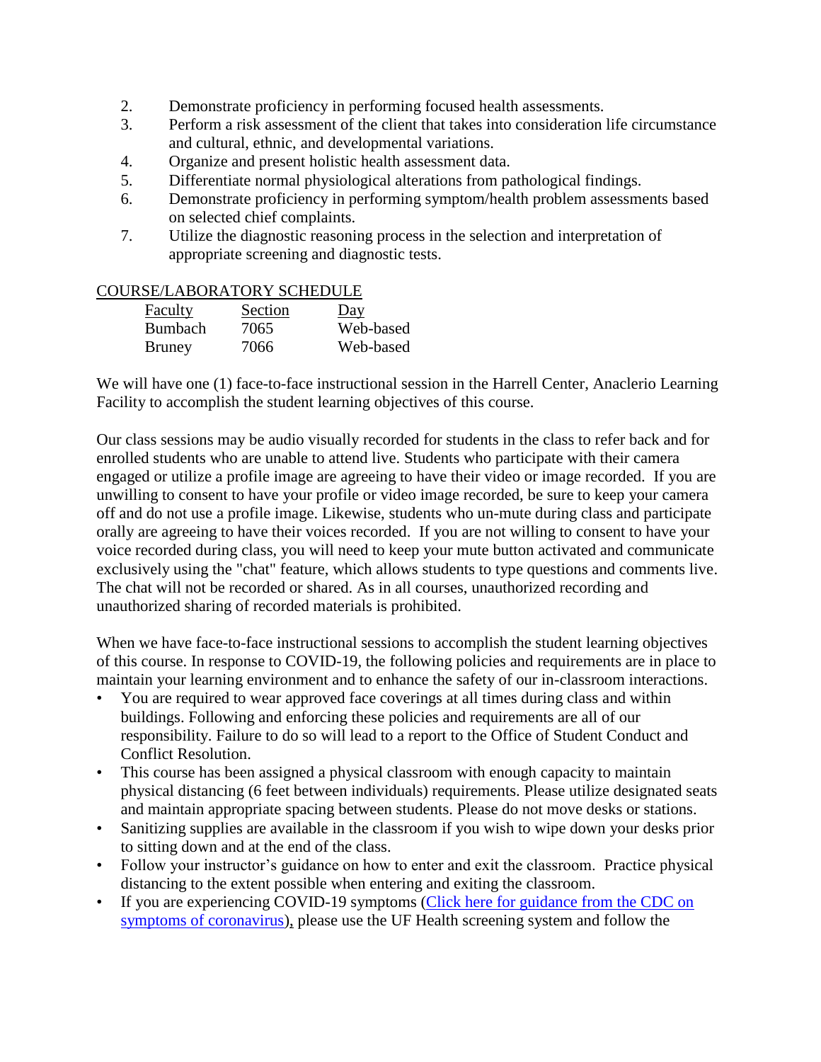2. Demonstrate proficiency in performing focused health assessments.
3. Perform a risk assessment of the client that takes into consideration life circumstance and cultural, ethnic, and developmental variations.
4. Organize and present holistic health assessment data.
5. Differentiate normal physiological alterations from pathological findings.
6. Demonstrate proficiency in performing symptom/health problem assessments based on selected chief complaints.
7. Utilize the diagnostic reasoning process in the selection and interpretation of appropriate screening and diagnostic tests.

COURSE/LABORATORY SCHEDULE

| Faculty | Section | Day |
|---|---|---|
| Bumbach | 7065 | Web-based |
| Bruney | 7066 | Web-based |

We will have one (1) face-to-face instructional session in the Harrell Center, Anaclerio Learning Facility to accomplish the student learning objectives of this course.

Our class sessions may be audio visually recorded for students in the class to refer back and for enrolled students who are unable to attend live. Students who participate with their camera engaged or utilize a profile image are agreeing to have their video or image recorded. If you are unwilling to consent to have your profile or video image recorded, be sure to keep your camera off and do not use a profile image. Likewise, students who un-mute during class and participate orally are agreeing to have their voices recorded. If you are not willing to consent to have your voice recorded during class, you will need to keep your mute button activated and communicate exclusively using the "chat" feature, which allows students to type questions and comments live. The chat will not be recorded or shared. As in all courses, unauthorized recording and unauthorized sharing of recorded materials is prohibited.

When we have face-to-face instructional sessions to accomplish the student learning objectives of this course. In response to COVID-19, the following policies and requirements are in place to maintain your learning environment and to enhance the safety of our in-classroom interactions.

- You are required to wear approved face coverings at all times during class and within buildings. Following and enforcing these policies and requirements are all of our responsibility. Failure to do so will lead to a report to the Office of Student Conduct and Conflict Resolution.
- This course has been assigned a physical classroom with enough capacity to maintain physical distancing (6 feet between individuals) requirements. Please utilize designated seats and maintain appropriate spacing between students. Please do not move desks or stations.
- Sanitizing supplies are available in the classroom if you wish to wipe down your desks prior to sitting down and at the end of the class.
- Follow your instructor's guidance on how to enter and exit the classroom. Practice physical distancing to the extent possible when entering and exiting the classroom.
- If you are experiencing COVID-19 symptoms (Click here for guidance from the CDC on symptoms of coronavirus), please use the UF Health screening system and follow the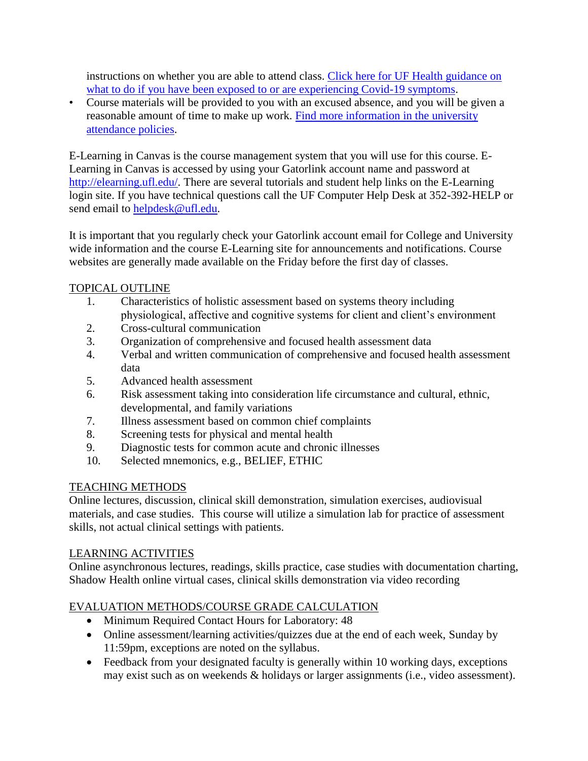instructions on whether you are able to attend class. [Click here for UF Health guidance on what to do if you have been exposed to or are experiencing Covid-19 symptoms](#).

- Course materials will be provided to you with an excused absence, and you will be given a reasonable amount of time to make up work. [Find more information in the university attendance policies](#).

E-Learning in Canvas is the course management system that you will use for this course. E-Learning in Canvas is accessed by using your Gatorlink account name and password at [http://elearning.ufl.edu/](http://elearning.ufl.edu/). There are several tutorials and student help links on the E-Learning login site. If you have technical questions call the UF Computer Help Desk at 352-392-HELP or send email to [helpdesk@ufl.edu](mailto:helpdesk@ufl.edu).

It is important that you regularly check your Gatorlink account email for College and University wide information and the course E-Learning site for announcements and notifications. Course websites are generally made available on the Friday before the first day of classes.

## TOPICAL OUTLINE

1. Characteristics of holistic assessment based on systems theory including physiological, affective and cognitive systems for client and client's environment
2. Cross-cultural communication
3. Organization of comprehensive and focused health assessment data
4. Verbal and written communication of comprehensive and focused health assessment data
5. Advanced health assessment
6. Risk assessment taking into consideration life circumstance and cultural, ethnic, developmental, and family variations
7. Illness assessment based on common chief complaints
8. Screening tests for physical and mental health
9. Diagnostic tests for common acute and chronic illnesses
10. Selected mnemonics, e.g., BELIEF, ETHIC

## TEACHING METHODS

Online lectures, discussion, clinical skill demonstration, simulation exercises, audiovisual materials, and case studies. This course will utilize a simulation lab for practice of assessment skills, not actual clinical settings with patients.

## LEARNING ACTIVITIES

Online asynchronous lectures, readings, skills practice, case studies with documentation charting, Shadow Health online virtual cases, clinical skills demonstration via video recording

## EVALUATION METHODS/COURSE GRADE CALCULATION

- Minimum Required Contact Hours for Laboratory: 48
- Online assessment/learning activities/quizzes due at the end of each week, Sunday by 11:59pm, exceptions are noted on the syllabus.
- Feedback from your designated faculty is generally within 10 working days, exceptions may exist such as on weekends & holidays or larger assignments (i.e., video assessment).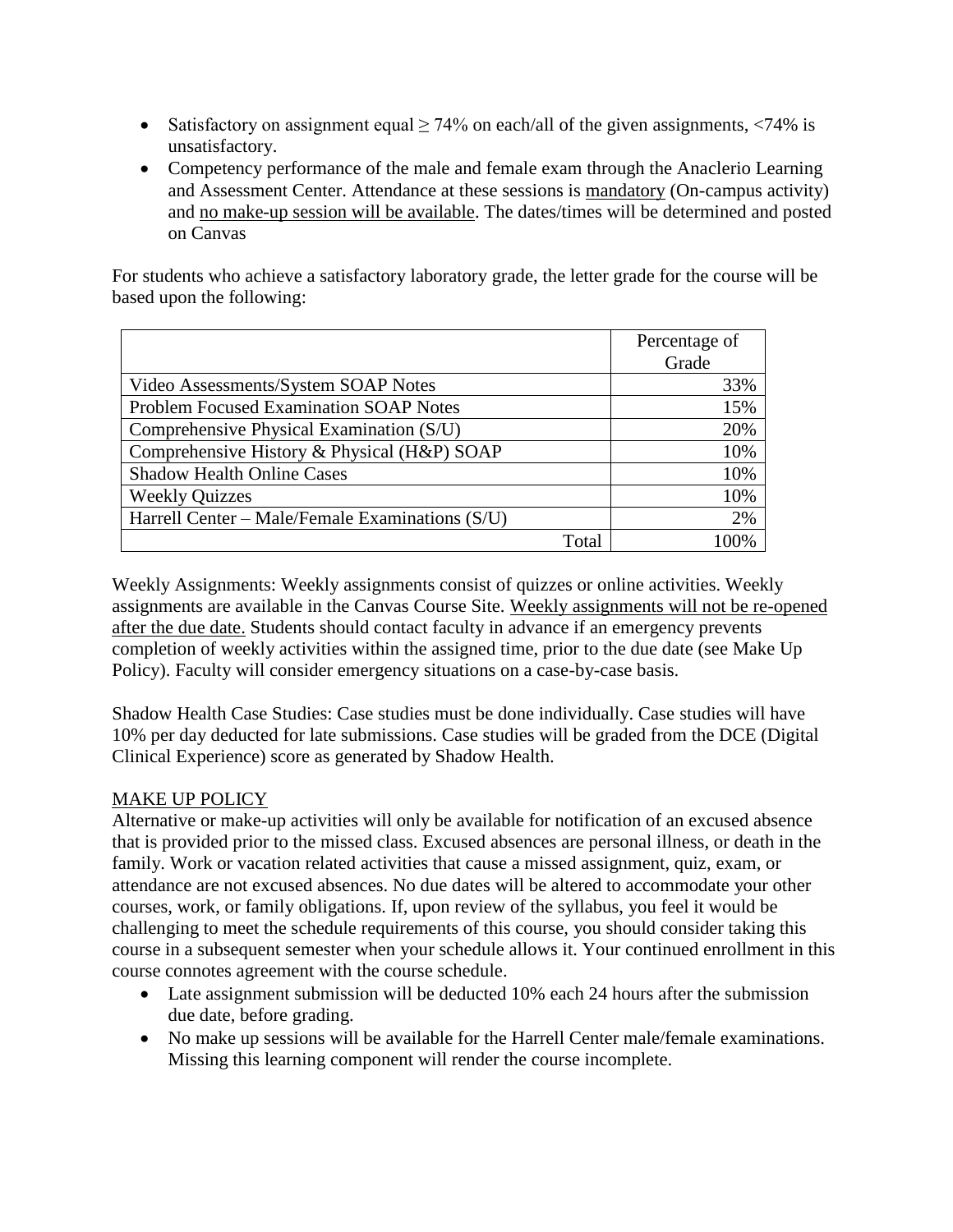- Satisfactory on assignment equal $\geq$ 74% on each/all of the given assignments, <74% is unsatisfactory.
- Competency performance of the male and female exam through the Anaclerio Learning and Assessment Center. Attendance at these sessions is <u>mandatory</u> (On-campus activity) and <u>no make-up session will be available</u>. The dates/times will be determined and posted on Canvas

For students who achieve a satisfactory laboratory grade, the letter grade for the course will be based upon the following:

| | Percentage of Grade |
|---|---|
| Video Assessments/System SOAP Notes | 33% |
| Problem Focused Examination SOAP Notes | 15% |
| Comprehensive Physical Examination (S/U) | 20% |
| Comprehensive History & Physical (H&P) SOAP | 10% |
| Shadow Health Online Cases | 10% |
| Weekly Quizzes | 10% |
| Harrell Center – Male/Female Examinations (S/U) | 2% |
| Total | 100% |

Weekly Assignments: Weekly assignments consist of quizzes or online activities. Weekly assignments are available in the Canvas Course Site. <u>Weekly assignments will not be re-opened after the due date.</u> Students should contact faculty in advance if an emergency prevents completion of weekly activities within the assigned time, prior to the due date (see Make Up Policy). Faculty will consider emergency situations on a case-by-case basis.

Shadow Health Case Studies: Case studies must be done individually. Case studies will have 10% per day deducted for late submissions. Case studies will be graded from the DCE (Digital Clinical Experience) score as generated by Shadow Health.

<u>MAKE UP POLICY</u>

Alternative or make-up activities will only be available for notification of an excused absence that is provided prior to the missed class. Excused absences are personal illness, or death in the family. Work or vacation related activities that cause a missed assignment, quiz, exam, or attendance are not excused absences. No due dates will be altered to accommodate your other courses, work, or family obligations. If, upon review of the syllabus, you feel it would be challenging to meet the schedule requirements of this course, you should consider taking this course in a subsequent semester when your schedule allows it. Your continued enrollment in this course connotes agreement with the course schedule.

- Late assignment submission will be deducted 10% each 24 hours after the submission due date, before grading.
- No make up sessions will be available for the Harrell Center male/female examinations. Missing this learning component will render the course incomplete.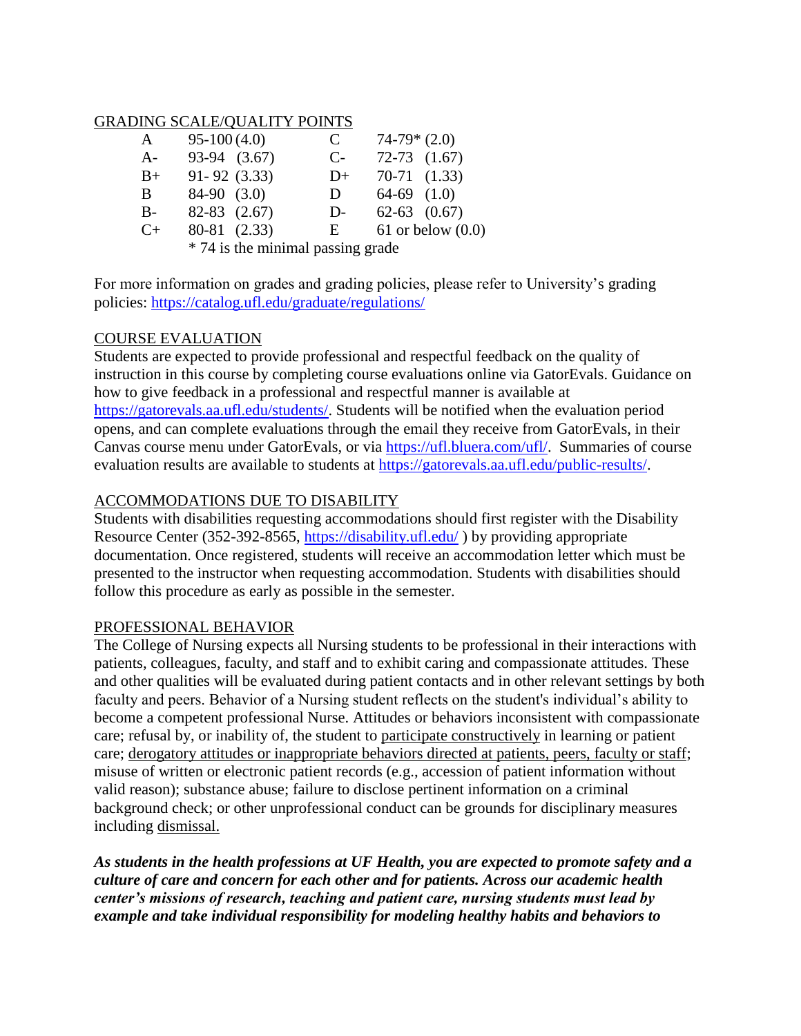GRADING SCALE/QUALITY POINTS

| | | | |
|---|---|---|---|
| A | 95-100 (4.0) | C | 74-79* (2.0) |
| A- | 93-94 (3.67) | C- | 72-73 (1.67) |
| B+ | 91- 92 (3.33) | D+ | 70-71 (1.33) |
| B | 84-90 (3.0) | D | 64-69 (1.0) |
| B- | 82-83 (2.67) | D- | 62-63 (0.67) |
| C+ | 80-81 (2.33) | E | 61 or below (0.0) |

* 74 is the minimal passing grade

For more information on grades and grading policies, please refer to University's grading policies: https://catalog.ufl.edu/graduate/regulations/

COURSE EVALUATION

Students are expected to provide professional and respectful feedback on the quality of instruction in this course by completing course evaluations online via GatorEvals. Guidance on how to give feedback in a professional and respectful manner is available at https://gatorevals.aa.ufl.edu/students/. Students will be notified when the evaluation period opens, and can complete evaluations through the email they receive from GatorEvals, in their Canvas course menu under GatorEvals, or via https://ufl.bluera.com/ufl/. Summaries of course evaluation results are available to students at https://gatorevals.aa.ufl.edu/public-results/.

ACCOMMODATIONS DUE TO DISABILITY

Students with disabilities requesting accommodations should first register with the Disability Resource Center (352-392-8565, https://disability.ufl.edu/ ) by providing appropriate documentation. Once registered, students will receive an accommodation letter which must be presented to the instructor when requesting accommodation. Students with disabilities should follow this procedure as early as possible in the semester.

PROFESSIONAL BEHAVIOR

The College of Nursing expects all Nursing students to be professional in their interactions with patients, colleagues, faculty, and staff and to exhibit caring and compassionate attitudes. These and other qualities will be evaluated during patient contacts and in other relevant settings by both faculty and peers. Behavior of a Nursing student reflects on the student's individual's ability to become a competent professional Nurse. Attitudes or behaviors inconsistent with compassionate care; refusal by, or inability of, the student to participate constructively in learning or patient care; derogatory attitudes or inappropriate behaviors directed at patients, peers, faculty or staff; misuse of written or electronic patient records (e.g., accession of patient information without valid reason); substance abuse; failure to disclose pertinent information on a criminal background check; or other unprofessional conduct can be grounds for disciplinary measures including dismissal.

***As students in the health professions at UF Health, you are expected to promote safety and a culture of care and concern for each other and for patients. Across our academic health center's missions of research, teaching and patient care, nursing students must lead by example and take individual responsibility for modeling healthy habits and behaviors to***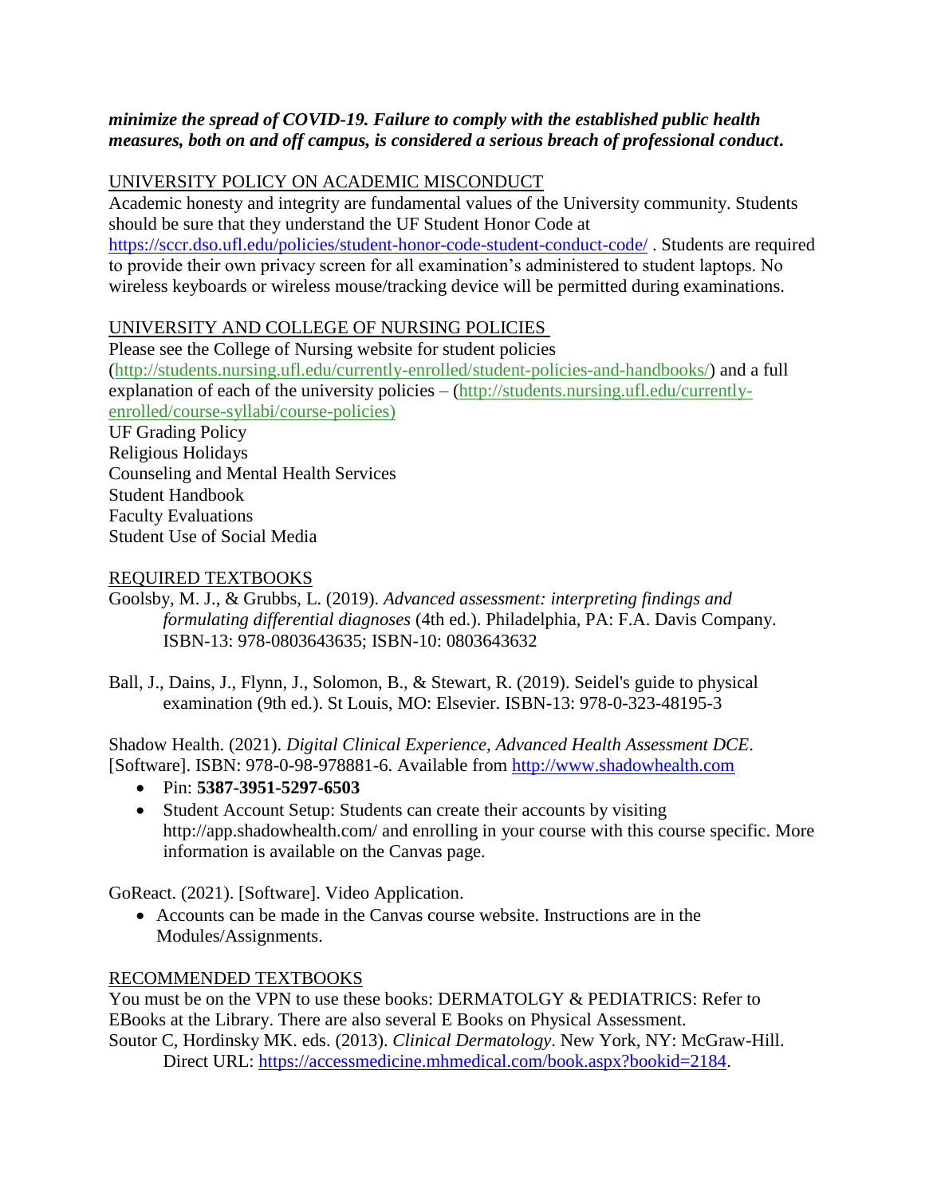***minimize the spread of COVID-19. Failure to comply with the established public health measures, both on and off campus, is considered a serious breach of professional conduct.***

UNIVERSITY POLICY ON ACADEMIC MISCONDUCT

Academic honesty and integrity are fundamental values of the University community. Students should be sure that they understand the UF Student Honor Code at https://sccr.dso.ufl.edu/policies/student-honor-code-student-conduct-code/ . Students are required to provide their own privacy screen for all examination's administered to student laptops. No wireless keyboards or wireless mouse/tracking device will be permitted during examinations.

UNIVERSITY AND COLLEGE OF NURSING POLICIES

Please see the College of Nursing website for student policies (http://students.nursing.ufl.edu/currently-enrolled/student-policies-and-handbooks/) and a full explanation of each of the university policies – (http://students.nursing.ufl.edu/currently-enrolled/course-syllabi/course-policies)

UF Grading Policy
Religious Holidays
Counseling and Mental Health Services
Student Handbook
Faculty Evaluations
Student Use of Social Media

REQUIRED TEXTBOOKS

Goolsby, M. J., & Grubbs, L. (2019). *Advanced assessment: interpreting findings and formulating differential diagnoses* (4th ed.). Philadelphia, PA: F.A. Davis Company. ISBN-13: 978-0803643635; ISBN-10: 0803643632

Ball, J., Dains, J., Flynn, J., Solomon, B., & Stewart, R. (2019). Seidel's guide to physical examination (9th ed.). St Louis, MO: Elsevier. ISBN-13: 978-0-323-48195-3

Shadow Health. (2021). *Digital Clinical Experience, Advanced Health Assessment DCE*. [Software]. ISBN: 978-0-98-978881-6. Available from http://www.shadowhealth.com

- Pin: **5387-3951-5297-6503**
- Student Account Setup: Students can create their accounts by visiting http://app.shadowhealth.com/ and enrolling in your course with this course specific. More information is available on the Canvas page.

GoReact. (2021). [Software]. Video Application.

- Accounts can be made in the Canvas course website. Instructions are in the Modules/Assignments.

RECOMMENDED TEXTBOOKS

You must be on the VPN to use these books: DERMATOLGY & PEDIATRICS: Refer to EBooks at the Library. There are also several E Books on Physical Assessment.

Soutor C, Hordinsky MK. eds. (2013). *Clinical Dermatology*. New York, NY: McGraw-Hill. Direct URL: https://accessmedicine.mhmedical.com/book.aspx?bookid=2184.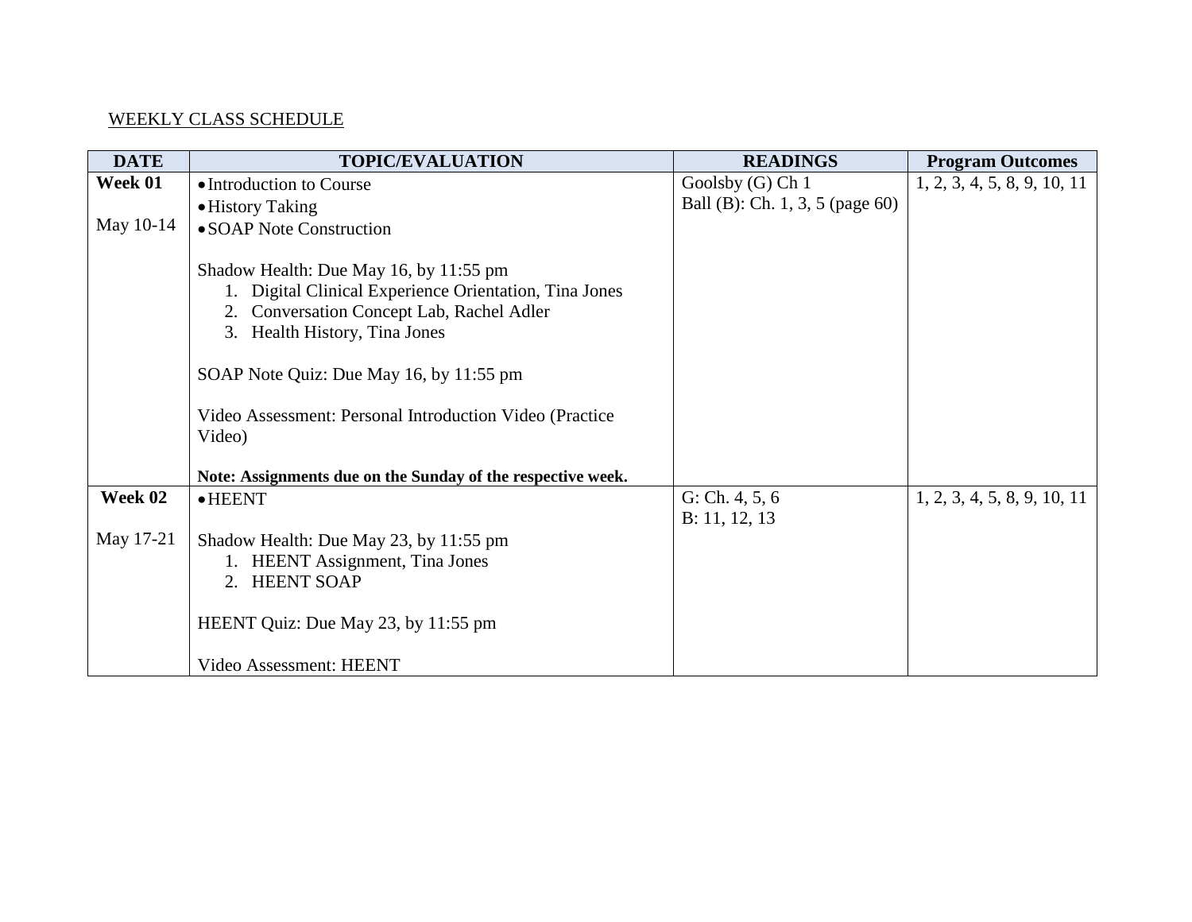WEEKLY CLASS SCHEDULE

| DATE | TOPIC/EVALUATION | READINGS | Program Outcomes |
|---|---|---|---|
| **Week 01**<br><br>May 10-14 | • Introduction to Course<br>• History Taking<br>• SOAP Note Construction<br><br>Shadow Health: Due May 16, by 11:55 pm<br>1. Digital Clinical Experience Orientation, Tina Jones<br>2. Conversation Concept Lab, Rachel Adler<br>3. Health History, Tina Jones<br><br>SOAP Note Quiz: Due May 16, by 11:55 pm<br><br>Video Assessment: Personal Introduction Video (Practice Video)<br><br>**Note: Assignments due on the Sunday of the respective week.** | Goolsby (G) Ch 1<br>Ball (B): Ch. 1, 3, 5 (page 60) | 1, 2, 3, 4, 5, 8, 9, 10, 11 |
| **Week 02**<br><br>May 17-21 | • HEENT<br><br>Shadow Health: Due May 23, by 11:55 pm<br>1. HEENT Assignment, Tina Jones<br>2. HEENT SOAP<br><br>HEENT Quiz: Due May 23, by 11:55 pm<br><br>Video Assessment: HEENT | G: Ch. 4, 5, 6<br>B: 11, 12, 13 | 1, 2, 3, 4, 5, 8, 9, 10, 11 |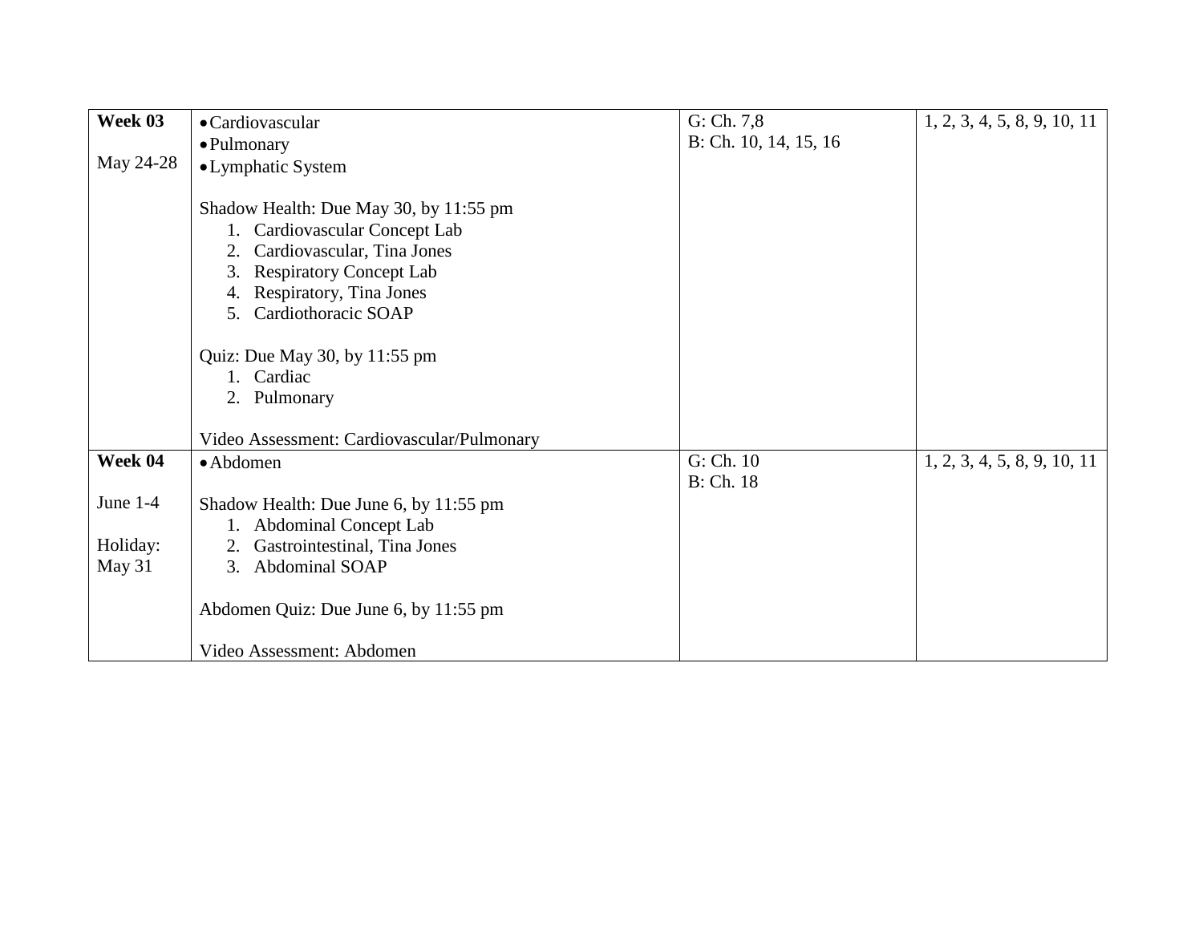| | | | |
|---|---|---|---|
| **Week 03**<br><br>May 24-28 | • Cardiovascular<br>• Pulmonary<br>• Lymphatic System<br><br>Shadow Health: Due May 30, by 11:55 pm<br>1. Cardiovascular Concept Lab<br>2. Cardiovascular, Tina Jones<br>3. Respiratory Concept Lab<br>4. Respiratory, Tina Jones<br>5. Cardiothoracic SOAP<br><br>Quiz: Due May 30, by 11:55 pm<br>1. Cardiac<br>2. Pulmonary<br><br>Video Assessment: Cardiovascular/Pulmonary | G: Ch. 7,8<br>B: Ch. 10, 14, 15, 16 | 1, 2, 3, 4, 5, 8, 9, 10, 11 |
| **Week 04**<br><br>June 1-4<br><br>Holiday:<br>May 31 | • Abdomen<br><br>Shadow Health: Due June 6, by 11:55 pm<br>1. Abdominal Concept Lab<br>2. Gastrointestinal, Tina Jones<br>3. Abdominal SOAP<br><br>Abdomen Quiz: Due June 6, by 11:55 pm<br><br>Video Assessment: Abdomen | G: Ch. 10<br>B: Ch. 18 | 1, 2, 3, 4, 5, 8, 9, 10, 11 |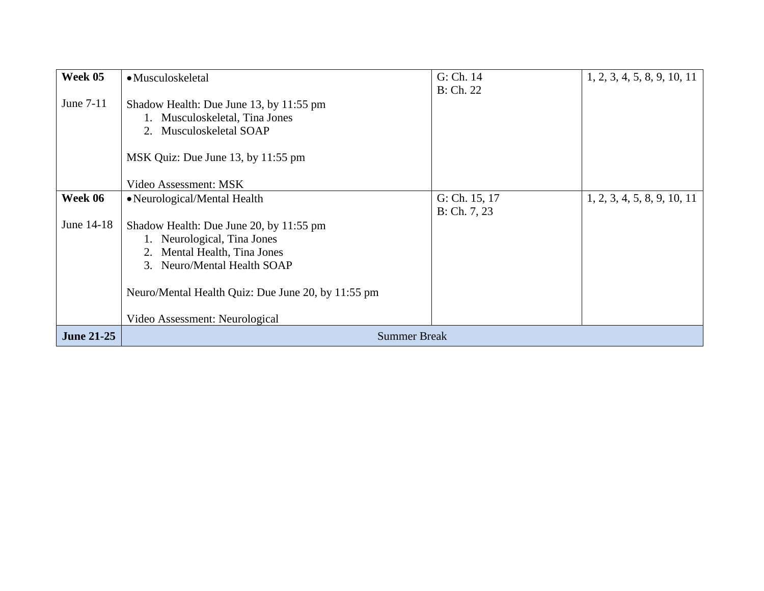| | | | |
|---|---|---|---|
| **Week 05**<br><br>June 7-11 | • Musculoskeletal<br><br>Shadow Health: Due June 13, by 11:55 pm<br>1. Musculoskeletal, Tina Jones<br>2. Musculoskeletal SOAP<br><br>MSK Quiz: Due June 13, by 11:55 pm<br><br>Video Assessment: MSK | G: Ch. 14<br>B: Ch. 22 | 1, 2, 3, 4, 5, 8, 9, 10, 11 |
| **Week 06**<br><br>June 14-18 | • Neurological/Mental Health<br><br>Shadow Health: Due June 20, by 11:55 pm<br>1. Neurological, Tina Jones<br>2. Mental Health, Tina Jones<br>3. Neuro/Mental Health SOAP<br><br>Neuro/Mental Health Quiz: Due June 20, by 11:55 pm<br><br>Video Assessment: Neurological | G: Ch. 15, 17<br>B: Ch. 7, 23 | 1, 2, 3, 4, 5, 8, 9, 10, 11 |
| **June 21-25** | Summer Break | | |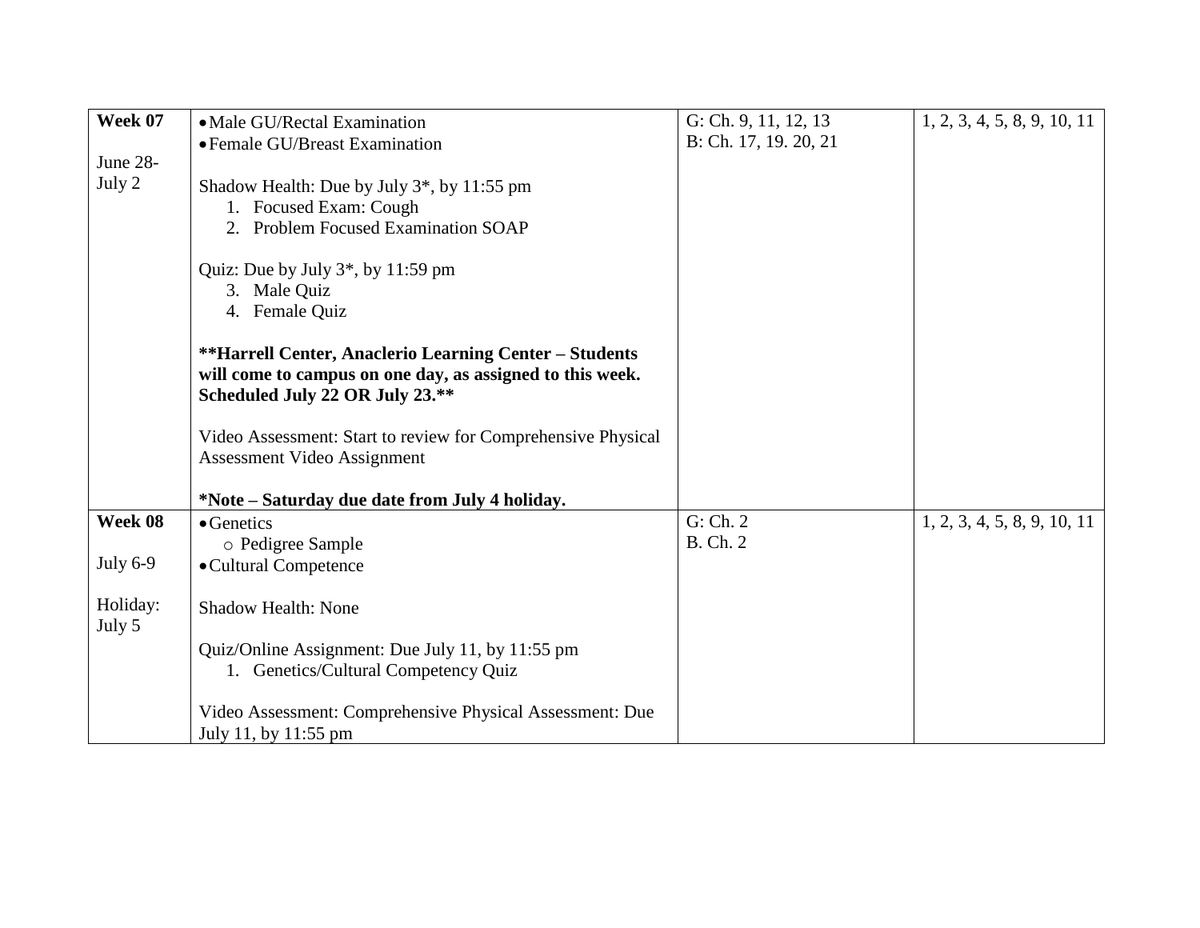| Week 07<br><br>June 28-<br>July 2 | • Male GU/Rectal Examination<br>• Female GU/Breast Examination<br><br>Shadow Health: Due by July 3*, by 11:55 pm<br>1. Focused Exam: Cough<br>2. Problem Focused Examination SOAP<br><br>Quiz: Due by July 3*, by 11:59 pm<br>3. Male Quiz<br>4. Female Quiz<br><br>**\*\*Harrell Center, Anaclerio Learning Center – Students will come to campus on one day, as assigned to this week. Scheduled July 22 OR July 23.\*\***<br><br>Video Assessment: Start to review for Comprehensive Physical Assessment Video Assignment<br><br>**\*Note – Saturday due date from July 4 holiday.** | G: Ch. 9, 11, 12, 13<br>B: Ch. 17, 19. 20, 21 | 1, 2, 3, 4, 5, 8, 9, 10, 11 |
|---|---|---|---|
| **Week 08**<br><br>July 6-9<br><br>Holiday:<br>July 5 | • Genetics<br>○ Pedigree Sample<br>• Cultural Competence<br><br>Shadow Health: None<br><br>Quiz/Online Assignment: Due July 11, by 11:55 pm<br>1. Genetics/Cultural Competency Quiz<br><br>Video Assessment: Comprehensive Physical Assessment: Due July 11, by 11:55 pm | G: Ch. 2<br>B. Ch. 2 | 1, 2, 3, 4, 5, 8, 9, 10, 11 |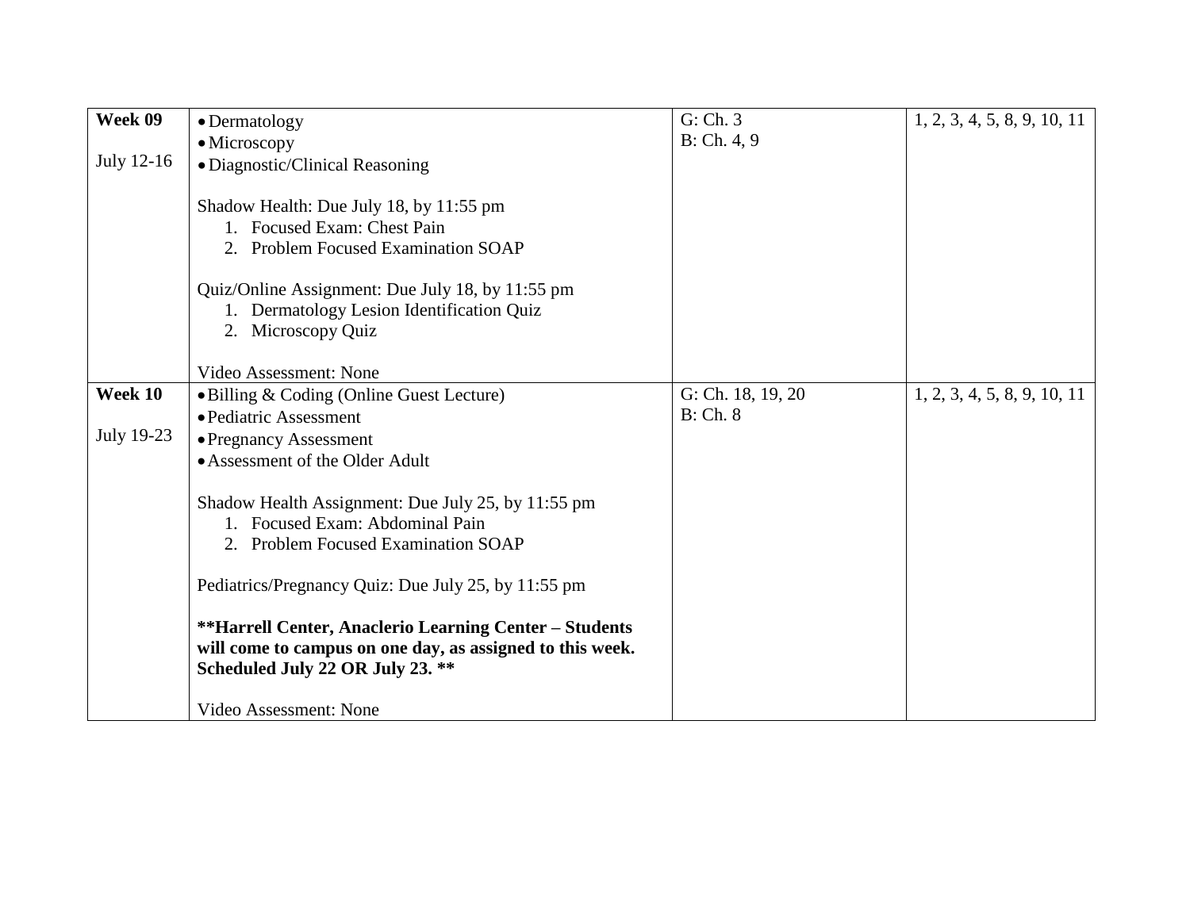| | | | |
|---|---|---|---|
| **Week 09**<br><br>July 12-16 | • Dermatology<br>• Microscopy<br>• Diagnostic/Clinical Reasoning<br><br>Shadow Health: Due July 18, by 11:55 pm<br>1. Focused Exam: Chest Pain<br>2. Problem Focused Examination SOAP<br><br>Quiz/Online Assignment: Due July 18, by 11:55 pm<br>1. Dermatology Lesion Identification Quiz<br>2. Microscopy Quiz<br><br>Video Assessment: None | G: Ch. 3<br>B: Ch. 4, 9 | 1, 2, 3, 4, 5, 8, 9, 10, 11 |
| **Week 10**<br><br>July 19-23 | • Billing & Coding (Online Guest Lecture)<br>• Pediatric Assessment<br>• Pregnancy Assessment<br>• Assessment of the Older Adult<br><br>Shadow Health Assignment: Due July 25, by 11:55 pm<br>1. Focused Exam: Abdominal Pain<br>2. Problem Focused Examination SOAP<br><br>Pediatrics/Pregnancy Quiz: Due July 25, by 11:55 pm<br><br>**\*\*Harrell Center, Anaclerio Learning Center – Students will come to campus on one day, as assigned to this week. Scheduled July 22 OR July 23. \*\***<br><br>Video Assessment: None | G: Ch. 18, 19, 20<br>B: Ch. 8 | 1, 2, 3, 4, 5, 8, 9, 10, 11 |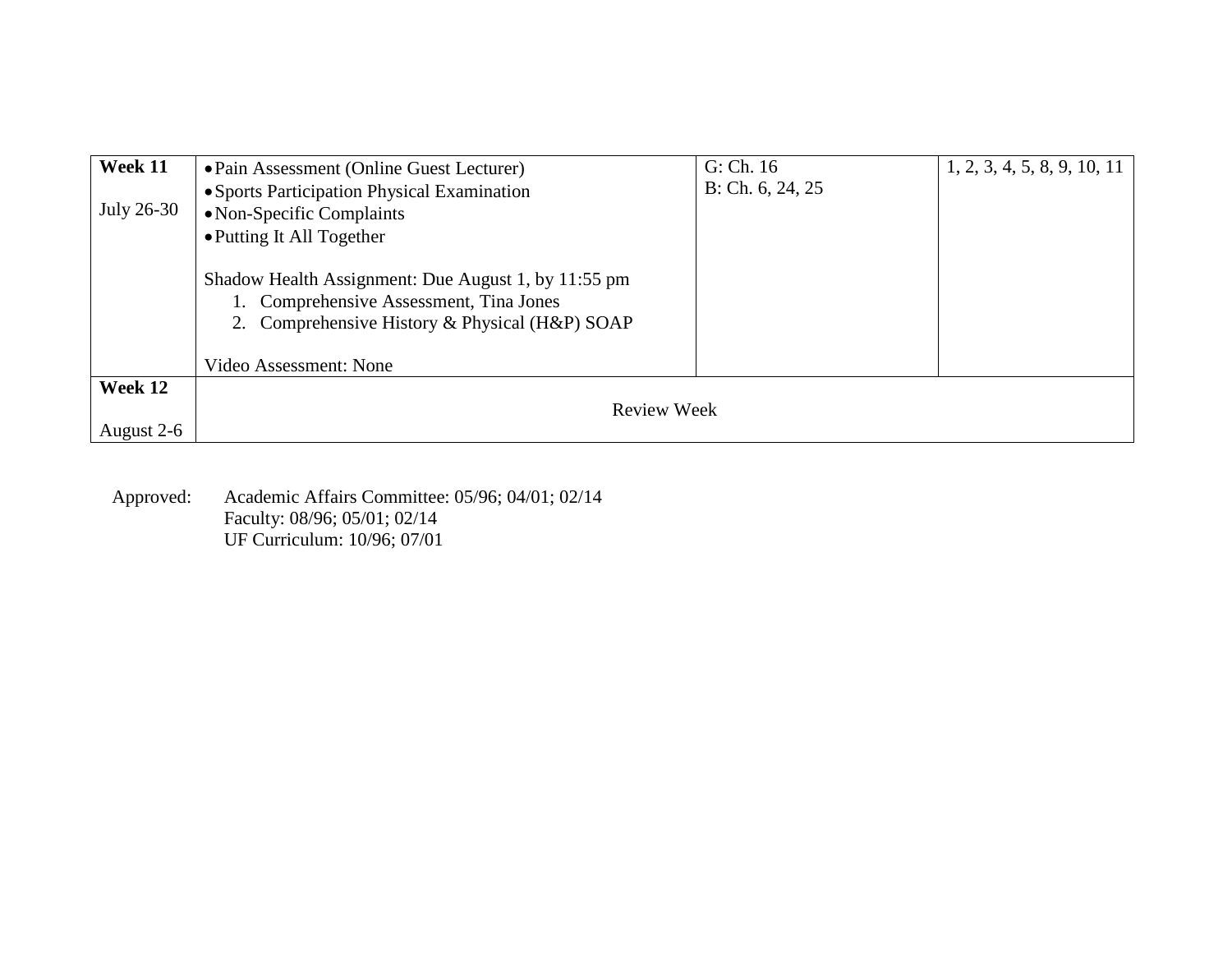| | | | |
|---|---|---|---|
| **Week 11**<br><br>July 26-30 | • Pain Assessment (Online Guest Lecturer)<br>• Sports Participation Physical Examination<br>• Non-Specific Complaints<br>• Putting It All Together<br><br>Shadow Health Assignment: Due August 1, by 11:55 pm<br>1. Comprehensive Assessment, Tina Jones<br>2. Comprehensive History & Physical (H&P) SOAP<br><br>Video Assessment: None | G: Ch. 16<br>B: Ch. 6, 24, 25 | 1, 2, 3, 4, 5, 8, 9, 10, 11 |
| **Week 12**<br><br>August 2-6 | Review Week | | |

Approved: Academic Affairs Committee: 05/96; 04/01; 02/14
Faculty: 08/96; 05/01; 02/14
UF Curriculum: 10/96; 07/01